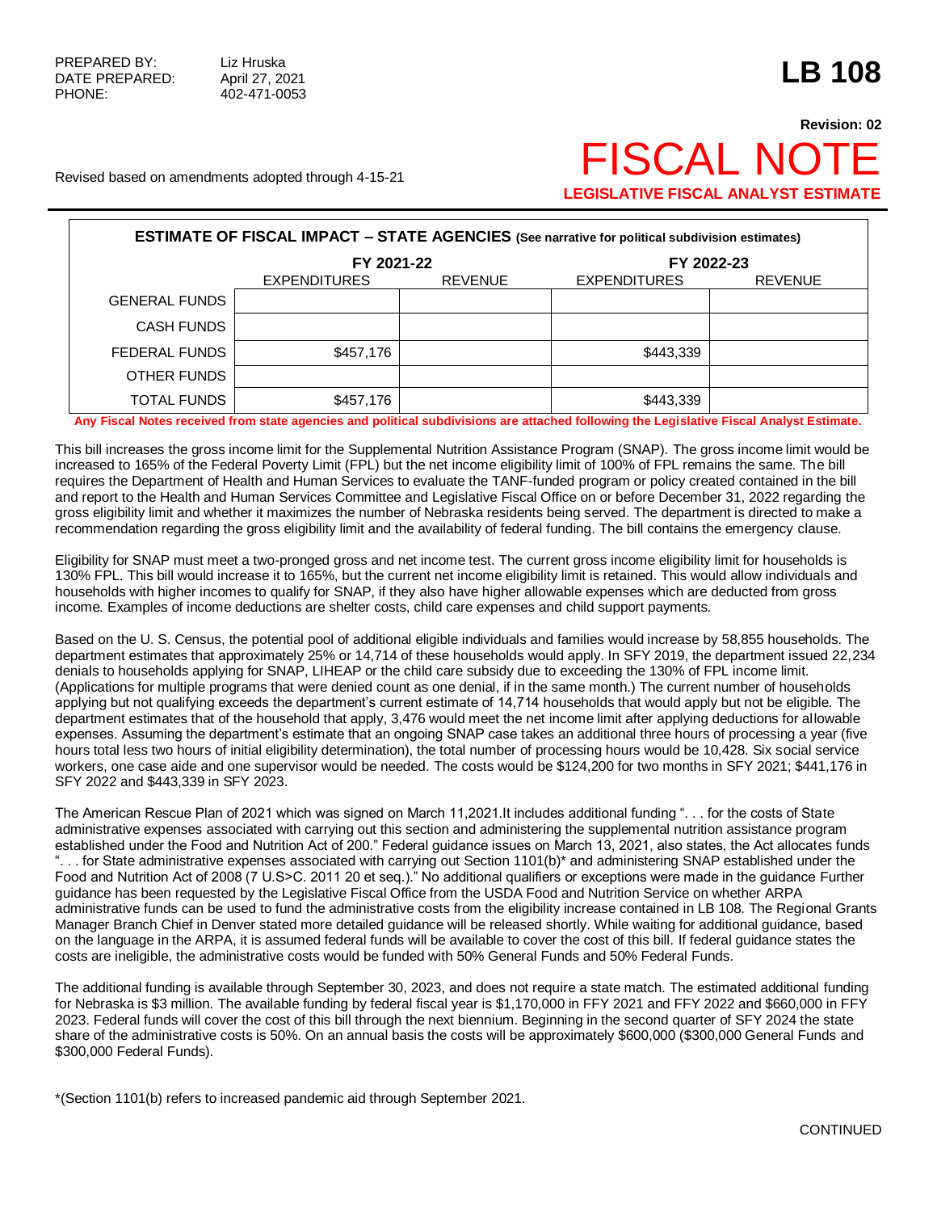PREPARED BY: Liz Hruska
DATE PREPARED: April 27, 2021
PHONE: 402-471-0053

# LB 108

**Revision: 02**

# FISCAL NOTE

**LEGISLATIVE FISCAL ANALYST ESTIMATE**

Revised based on amendments adopted through 4-15-21

**ESTIMATE OF FISCAL IMPACT – STATE AGENCIES** (See narrative for political subdivision estimates)

| | FY 2021-22 | | FY 2022-23 | |
|---|---|---|---|---|
| | EXPENDITURES | REVENUE | EXPENDITURES | REVENUE |
| GENERAL FUNDS | | | | |
| CASH FUNDS | | | | |
| FEDERAL FUNDS | $457,176 | | $443,339 | |
| OTHER FUNDS | | | | |
| TOTAL FUNDS | $457,176 | | $443,339 | |

**Any Fiscal Notes received from state agencies and political subdivisions are attached following the Legislative Fiscal Analyst Estimate.**

This bill increases the gross income limit for the Supplemental Nutrition Assistance Program (SNAP). The gross income limit would be increased to 165% of the Federal Poverty Limit (FPL) but the net income eligibility limit of 100% of FPL remains the same. The bill requires the Department of Health and Human Services to evaluate the TANF-funded program or policy created contained in the bill and report to the Health and Human Services Committee and Legislative Fiscal Office on or before December 31, 2022 regarding the gross eligibility limit and whether it maximizes the number of Nebraska residents being served. The department is directed to make a recommendation regarding the gross eligibility limit and the availability of federal funding. The bill contains the emergency clause.

Eligibility for SNAP must meet a two-pronged gross and net income test. The current gross income eligibility limit for households is 130% FPL. This bill would increase it to 165%, but the current net income eligibility limit is retained. This would allow individuals and households with higher incomes to qualify for SNAP, if they also have higher allowable expenses which are deducted from gross income. Examples of income deductions are shelter costs, child care expenses and child support payments.

Based on the U. S. Census, the potential pool of additional eligible individuals and families would increase by 58,855 households. The department estimates that approximately 25% or 14,714 of these households would apply. In SFY 2019, the department issued 22,234 denials to households applying for SNAP, LIHEAP or the child care subsidy due to exceeding the 130% of FPL income limit. (Applications for multiple programs that were denied count as one denial, if in the same month.) The current number of households applying but not qualifying exceeds the department's current estimate of 14,714 households that would apply but not be eligible. The department estimates that of the household that apply, 3,476 would meet the net income limit after applying deductions for allowable expenses. Assuming the department's estimate that an ongoing SNAP case takes an additional three hours of processing a year (five hours total less two hours of initial eligibility determination), the total number of processing hours would be 10,428. Six social service workers, one case aide and one supervisor would be needed. The costs would be $124,200 for two months in SFY 2021; $441,176 in SFY 2022 and $443,339 in SFY 2023.

The American Rescue Plan of 2021 which was signed on March 11,2021.It includes additional funding ". . . for the costs of State administrative expenses associated with carrying out this section and administering the supplemental nutrition assistance program established under the Food and Nutrition Act of 200." Federal guidance issues on March 13, 2021, also states, the Act allocates funds ". . . for State administrative expenses associated with carrying out Section 1101(b)* and administering SNAP established under the Food and Nutrition Act of 2008 (7 U.S>C. 2011 20 et seq.)." No additional qualifiers or exceptions were made in the guidance Further guidance has been requested by the Legislative Fiscal Office from the USDA Food and Nutrition Service on whether ARPA administrative funds can be used to fund the administrative costs from the eligibility increase contained in LB 108. The Regional Grants Manager Branch Chief in Denver stated more detailed guidance will be released shortly. While waiting for additional guidance, based on the language in the ARPA, it is assumed federal funds will be available to cover the cost of this bill. If federal guidance states the costs are ineligible, the administrative costs would be funded with 50% General Funds and 50% Federal Funds.

The additional funding is available through September 30, 2023, and does not require a state match. The estimated additional funding for Nebraska is $3 million. The available funding by federal fiscal year is $1,170,000 in FFY 2021 and FFY 2022 and $660,000 in FFY 2023. Federal funds will cover the cost of this bill through the next biennium. Beginning in the second quarter of SFY 2024 the state share of the administrative costs is 50%. On an annual basis the costs will be approximately $600,000 ($300,000 General Funds and $300,000 Federal Funds).

*(Section 1101(b) refers to increased pandemic aid through September 2021.

CONTINUED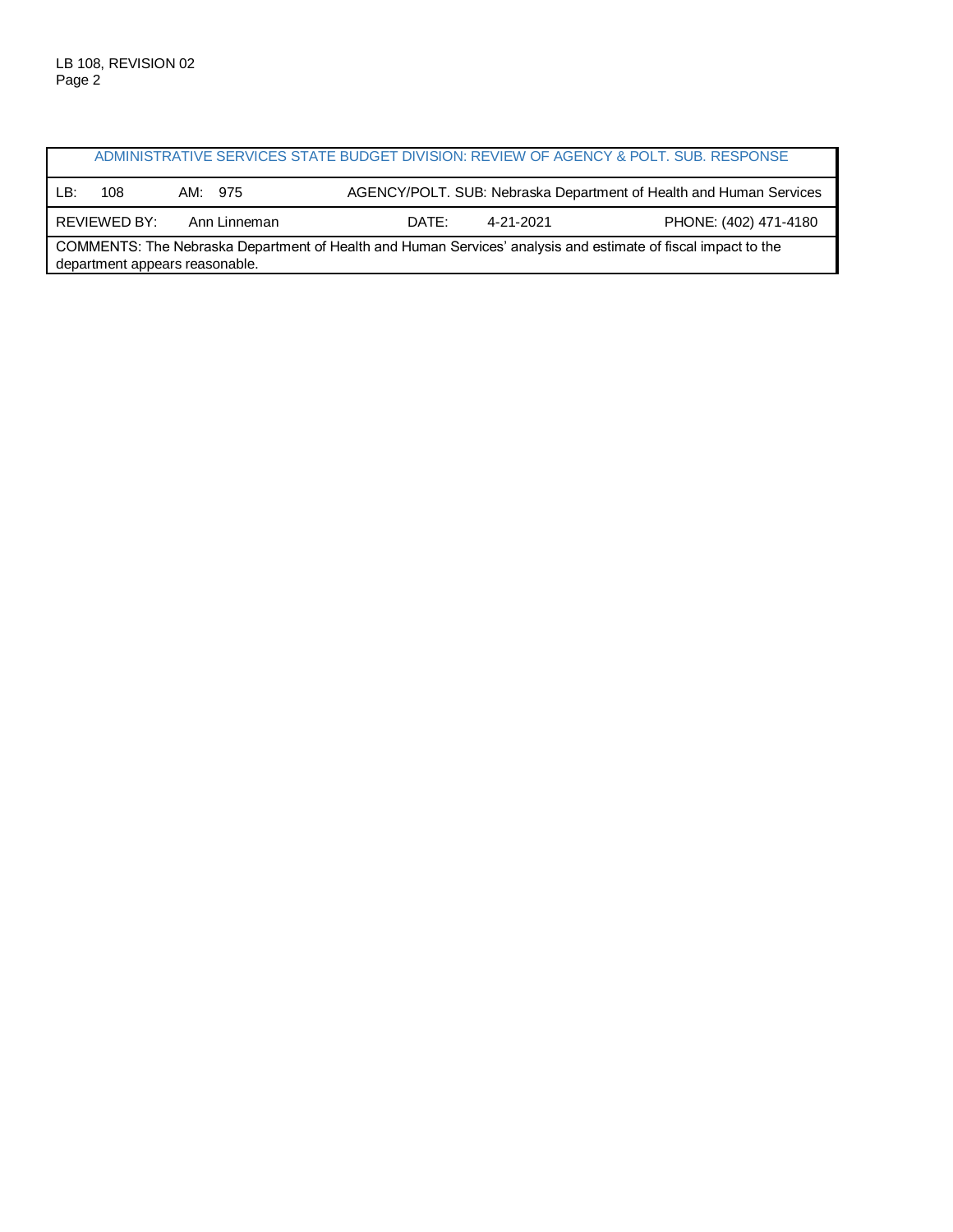| ADMINISTRATIVE SERVICES STATE BUDGET DIVISION: REVIEW OF AGENCY & POLT. SUB. RESPONSE | | | | |
|---|---|---|---|---|
| LB: 108 | AM: 975 | AGENCY/POLT. SUB: Nebraska Department of Health and Human Services | | |
| REVIEWED BY: | Ann Linneman | DATE: | 4-21-2021 | PHONE: (402) 471-4180 |
| COMMENTS: The Nebraska Department of Health and Human Services' analysis and estimate of fiscal impact to the department appears reasonable. | | | | |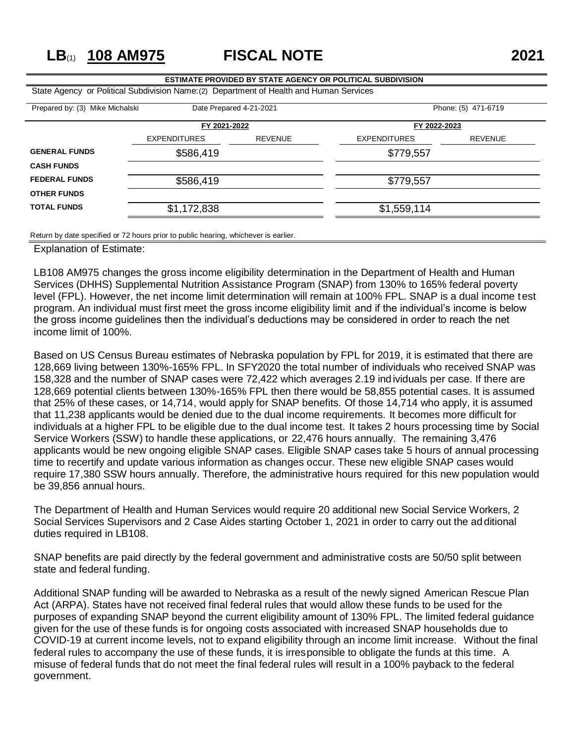# LB(1) 108 AM975 FISCAL NOTE 2021

**ESTIMATE PROVIDED BY STATE AGENCY OR POLITICAL SUBDIVISION**

State Agency or Political Subdivision Name:(2) Department of Health and Human Services

Prepared by: (3) Mike Michalski | Date Prepared 4-21-2021 | Phone: (5) 471-6719

| | FY 2021-2022 | | FY 2022-2023 | |
|---|---|---|---|---|
| | EXPENDITURES | REVENUE | EXPENDITURES | REVENUE |
| **GENERAL FUNDS** | $586,419 | | $779,557 | |
| **CASH FUNDS** | | | | |
| **FEDERAL FUNDS** | $586,419 | | $779,557 | |
| **OTHER FUNDS** | | | | |
| **TOTAL FUNDS** | $1,172,838 | | $1,559,114 | |

Return by date specified or 72 hours prior to public hearing, whichever is earlier.

Explanation of Estimate:

LB108 AM975 changes the gross income eligibility determination in the Department of Health and Human Services (DHHS) Supplemental Nutrition Assistance Program (SNAP) from 130% to 165% federal poverty level (FPL). However, the net income limit determination will remain at 100% FPL. SNAP is a dual income test program. An individual must first meet the gross income eligibility limit and if the individual's income is below the gross income guidelines then the individual's deductions may be considered in order to reach the net income limit of 100%.

Based on US Census Bureau estimates of Nebraska population by FPL for 2019, it is estimated that there are 128,669 living between 130%-165% FPL. In SFY2020 the total number of individuals who received SNAP was 158,328 and the number of SNAP cases were 72,422 which averages 2.19 individuals per case. If there are 128,669 potential clients between 130%-165% FPL then there would be 58,855 potential cases. It is assumed that 25% of these cases, or 14,714, would apply for SNAP benefits. Of those 14,714 who apply, it is assumed that 11,238 applicants would be denied due to the dual income requirements. It becomes more difficult for individuals at a higher FPL to be eligible due to the dual income test. It takes 2 hours processing time by Social Service Workers (SSW) to handle these applications, or 22,476 hours annually. The remaining 3,476 applicants would be new ongoing eligible SNAP cases. Eligible SNAP cases take 5 hours of annual processing time to recertify and update various information as changes occur. These new eligible SNAP cases would require 17,380 SSW hours annually. Therefore, the administrative hours required for this new population would be 39,856 annual hours.

The Department of Health and Human Services would require 20 additional new Social Service Workers, 2 Social Services Supervisors and 2 Case Aides starting October 1, 2021 in order to carry out the additional duties required in LB108.

SNAP benefits are paid directly by the federal government and administrative costs are 50/50 split between state and federal funding.

Additional SNAP funding will be awarded to Nebraska as a result of the newly signed American Rescue Plan Act (ARPA). States have not received final federal rules that would allow these funds to be used for the purposes of expanding SNAP beyond the current eligibility amount of 130% FPL. The limited federal guidance given for the use of these funds is for ongoing costs associated with increased SNAP households due to COVID-19 at current income levels, not to expand eligibility through an income limit increase. Without the final federal rules to accompany the use of these funds, it is irresponsible to obligate the funds at this time. A misuse of federal funds that do not meet the final federal rules will result in a 100% payback to the federal government.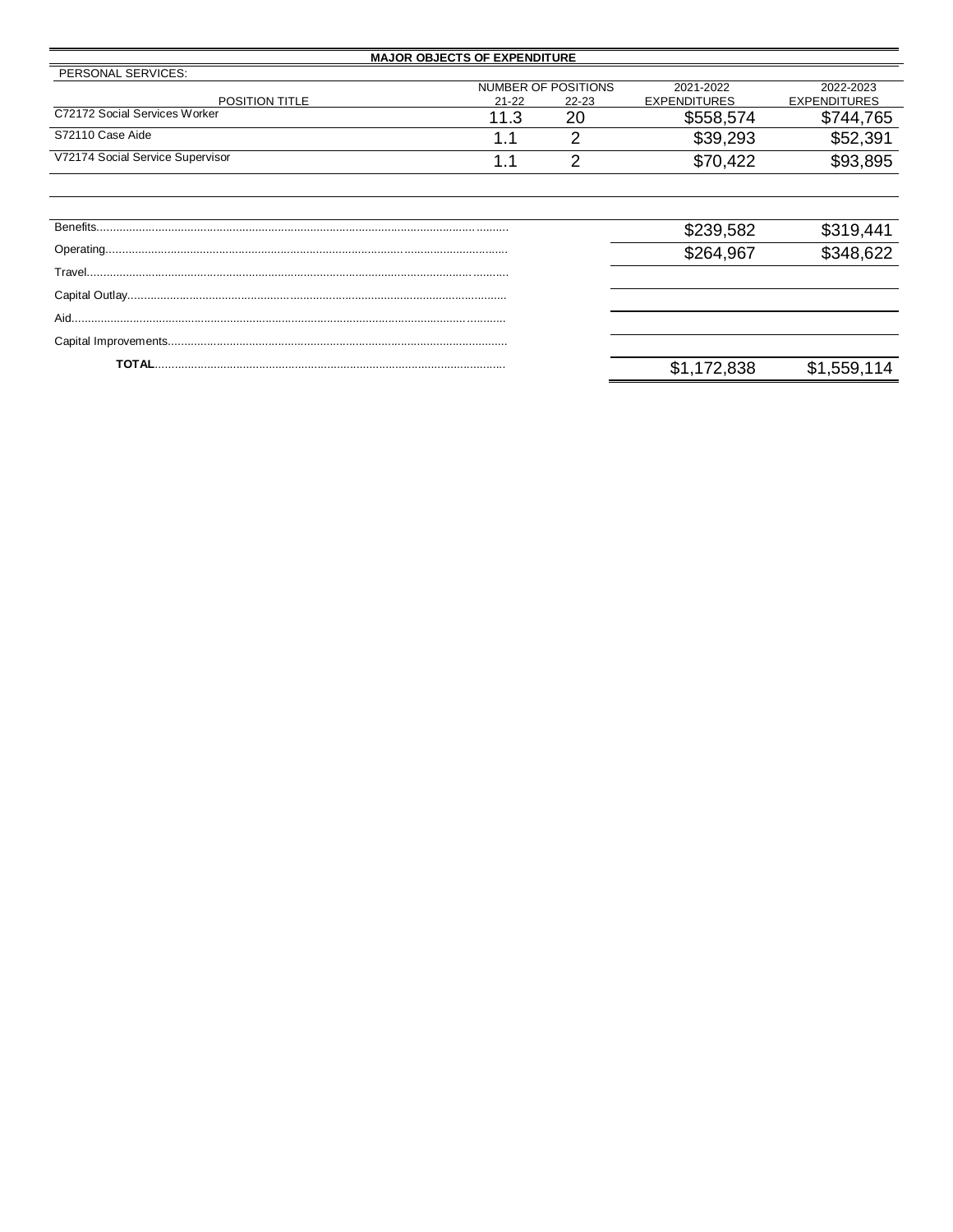**MAJOR OBJECTS OF EXPENDITURE**

PERSONAL SERVICES:

| POSITION TITLE | NUMBER OF POSITIONS 21-22 | NUMBER OF POSITIONS 22-23 | 2021-2022 EXPENDITURES | 2022-2023 EXPENDITURES |
|---|---|---|---|---|
| C72172 Social Services Worker | 11.3 | 20 | $558,574 | $744,765 |
| S72110 Case Aide | 1.1 | 2 | $39,293 | $52,391 |
| V72174 Social Service Supervisor | 1.1 | 2 | $70,422 | $93,895 |

| | 2021-2022 EXPENDITURES | 2022-2023 EXPENDITURES |
|---|---|---|
| Benefits | $239,582 | $319,441 |
| Operating | $264,967 | $348,622 |
| Travel | | |
| Capital Outlay | | |
| Aid | | |
| Capital Improvements | | |
| **TOTAL** | $1,172,838 | $1,559,114 |